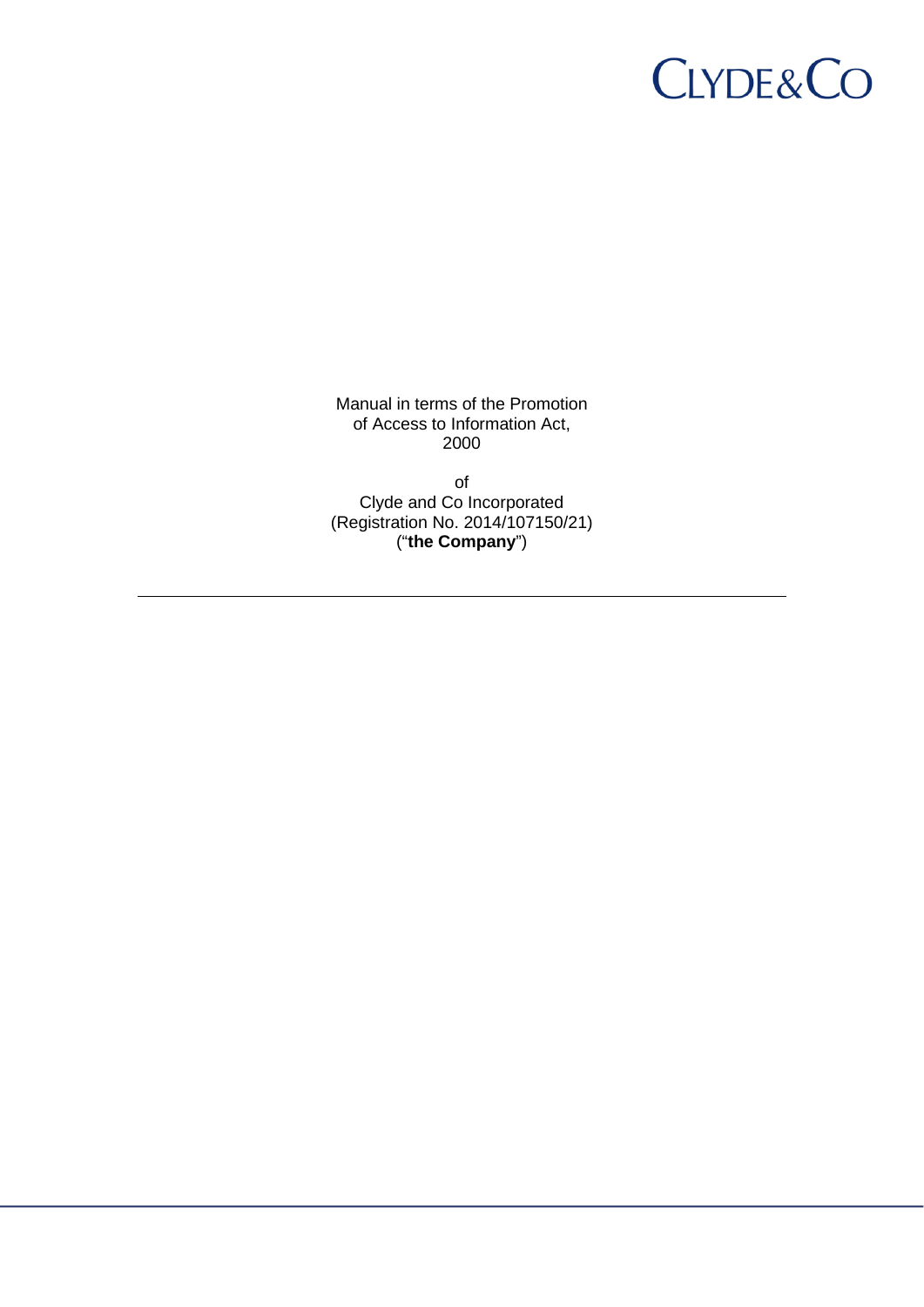CLYDE&CO

Manual in terms of the Promotion of Access to Information Act, 2000

of

Clyde and Co Incorporated
(Registration No. 2014/107150/21)
("**the Company**")

---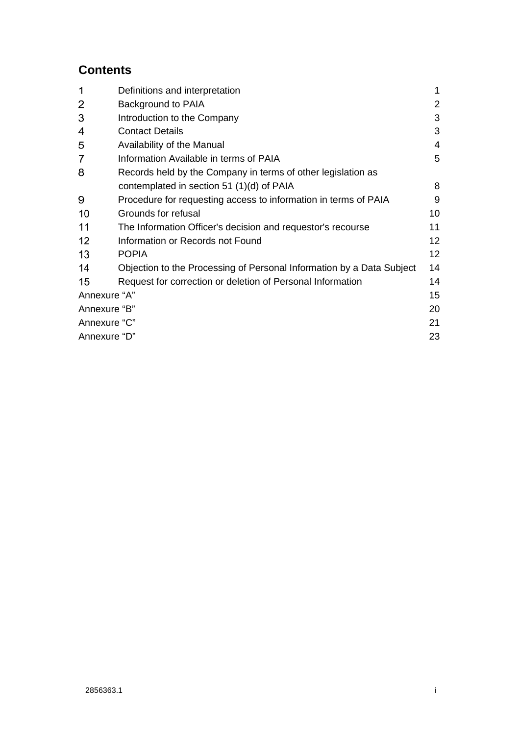## Contents

| | | |
|---|---|---|
| 1 | Definitions and interpretation | 1 |
| 2 | Background to PAIA | 2 |
| 3 | Introduction to the Company | 3 |
| 4 | Contact Details | 3 |
| 5 | Availability of the Manual | 4 |
| 7 | Information Available in terms of PAIA | 5 |
| 8 | Records held by the Company in terms of other legislation as contemplated in section 51 (1)(d) of PAIA | 8 |
| 9 | Procedure for requesting access to information in terms of PAIA | 9 |
| 10 | Grounds for refusal | 10 |
| 11 | The Information Officer's decision and requestor's recourse | 11 |
| 12 | Information or Records not Found | 12 |
| 13 | POPIA | 12 |
| 14 | Objection to the Processing of Personal Information by a Data Subject | 14 |
| 15 | Request for correction or deletion of Personal Information | 14 |
| Annexure “A” | | 15 |
| Annexure “B” | | 20 |
| Annexure “C” | | 21 |
| Annexure “D” | | 23 |

2856363.1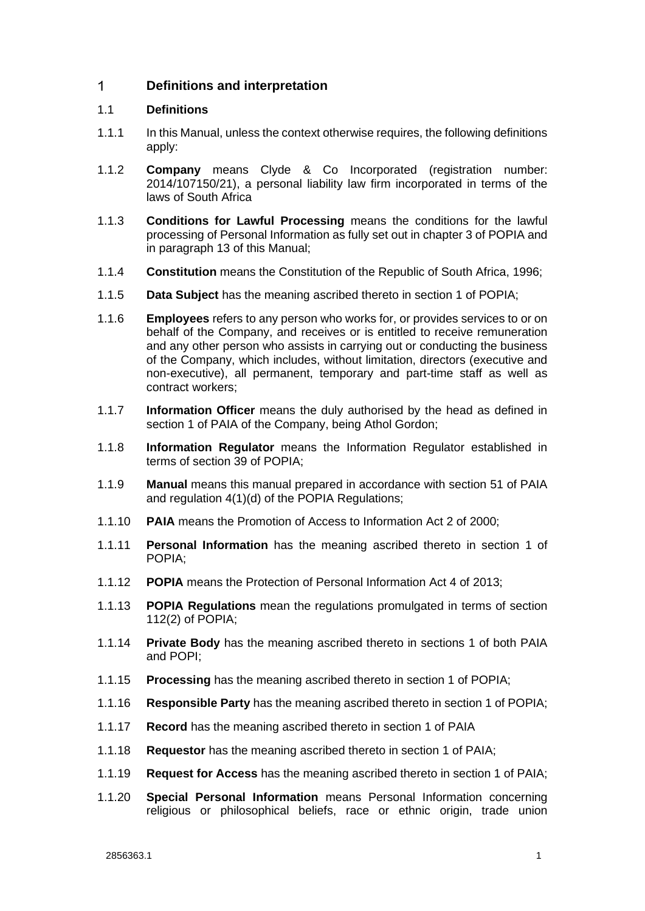## 1 Definitions and interpretation

### 1.1 Definitions

1.1.1 In this Manual, unless the context otherwise requires, the following definitions apply:

1.1.2 **Company** means Clyde & Co Incorporated (registration number: 2014/107150/21), a personal liability law firm incorporated in terms of the laws of South Africa

1.1.3 **Conditions for Lawful Processing** means the conditions for the lawful processing of Personal Information as fully set out in chapter 3 of POPIA and in paragraph 13 of this Manual;

1.1.4 **Constitution** means the Constitution of the Republic of South Africa, 1996;

1.1.5 **Data Subject** has the meaning ascribed thereto in section 1 of POPIA;

1.1.6 **Employees** refers to any person who works for, or provides services to or on behalf of the Company, and receives or is entitled to receive remuneration and any other person who assists in carrying out or conducting the business of the Company, which includes, without limitation, directors (executive and non-executive), all permanent, temporary and part-time staff as well as contract workers;

1.1.7 **Information Officer** means the duly authorised by the head as defined in section 1 of PAIA of the Company, being Athol Gordon;

1.1.8 **Information Regulator** means the Information Regulator established in terms of section 39 of POPIA;

1.1.9 **Manual** means this manual prepared in accordance with section 51 of PAIA and regulation 4(1)(d) of the POPIA Regulations;

1.1.10 **PAIA** means the Promotion of Access to Information Act 2 of 2000;

1.1.11 **Personal Information** has the meaning ascribed thereto in section 1 of POPIA;

1.1.12 **POPIA** means the Protection of Personal Information Act 4 of 2013;

1.1.13 **POPIA Regulations** mean the regulations promulgated in terms of section 112(2) of POPIA;

1.1.14 **Private Body** has the meaning ascribed thereto in sections 1 of both PAIA and POPI;

1.1.15 **Processing** has the meaning ascribed thereto in section 1 of POPIA;

1.1.16 **Responsible Party** has the meaning ascribed thereto in section 1 of POPIA;

1.1.17 **Record** has the meaning ascribed thereto in section 1 of PAIA

1.1.18 **Requestor** has the meaning ascribed thereto in section 1 of PAIA;

1.1.19 **Request for Access** has the meaning ascribed thereto in section 1 of PAIA;

1.1.20 **Special Personal Information** means Personal Information concerning religious or philosophical beliefs, race or ethnic origin, trade union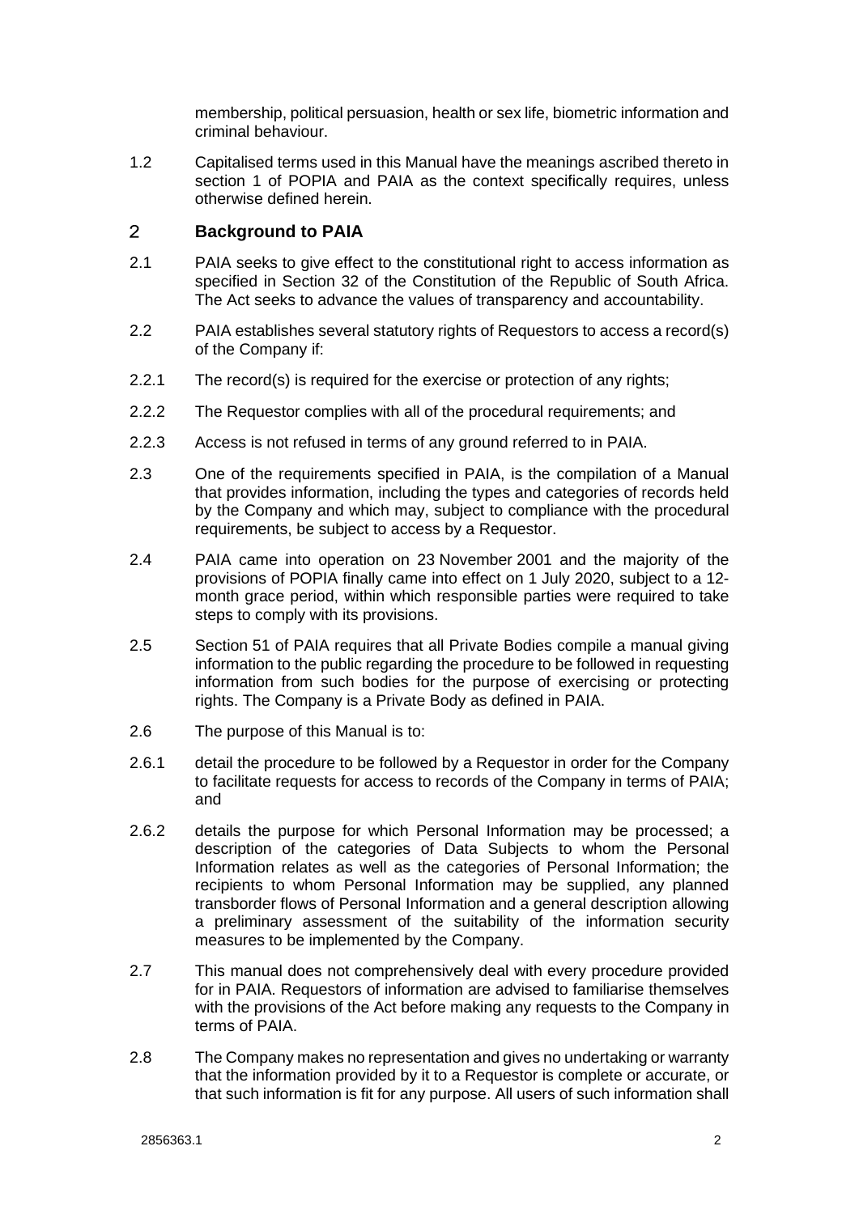membership, political persuasion, health or sex life, biometric information and criminal behaviour.

1.2 Capitalised terms used in this Manual have the meanings ascribed thereto in section 1 of POPIA and PAIA as the context specifically requires, unless otherwise defined herein.

## 2 Background to PAIA

2.1 PAIA seeks to give effect to the constitutional right to access information as specified in Section 32 of the Constitution of the Republic of South Africa. The Act seeks to advance the values of transparency and accountability.

2.2 PAIA establishes several statutory rights of Requestors to access a record(s) of the Company if:

2.2.1 The record(s) is required for the exercise or protection of any rights;

2.2.2 The Requestor complies with all of the procedural requirements; and

2.2.3 Access is not refused in terms of any ground referred to in PAIA.

2.3 One of the requirements specified in PAIA, is the compilation of a Manual that provides information, including the types and categories of records held by the Company and which may, subject to compliance with the procedural requirements, be subject to access by a Requestor.

2.4 PAIA came into operation on 23 November 2001 and the majority of the provisions of POPIA finally came into effect on 1 July 2020, subject to a 12-month grace period, within which responsible parties were required to take steps to comply with its provisions.

2.5 Section 51 of PAIA requires that all Private Bodies compile a manual giving information to the public regarding the procedure to be followed in requesting information from such bodies for the purpose of exercising or protecting rights. The Company is a Private Body as defined in PAIA.

2.6 The purpose of this Manual is to:

2.6.1 detail the procedure to be followed by a Requestor in order for the Company to facilitate requests for access to records of the Company in terms of PAIA; and

2.6.2 details the purpose for which Personal Information may be processed; a description of the categories of Data Subjects to whom the Personal Information relates as well as the categories of Personal Information; the recipients to whom Personal Information may be supplied, any planned transborder flows of Personal Information and a general description allowing a preliminary assessment of the suitability of the information security measures to be implemented by the Company.

2.7 This manual does not comprehensively deal with every procedure provided for in PAIA. Requestors of information are advised to familiarise themselves with the provisions of the Act before making any requests to the Company in terms of PAIA.

2.8 The Company makes no representation and gives no undertaking or warranty that the information provided by it to a Requestor is complete or accurate, or that such information is fit for any purpose. All users of such information shall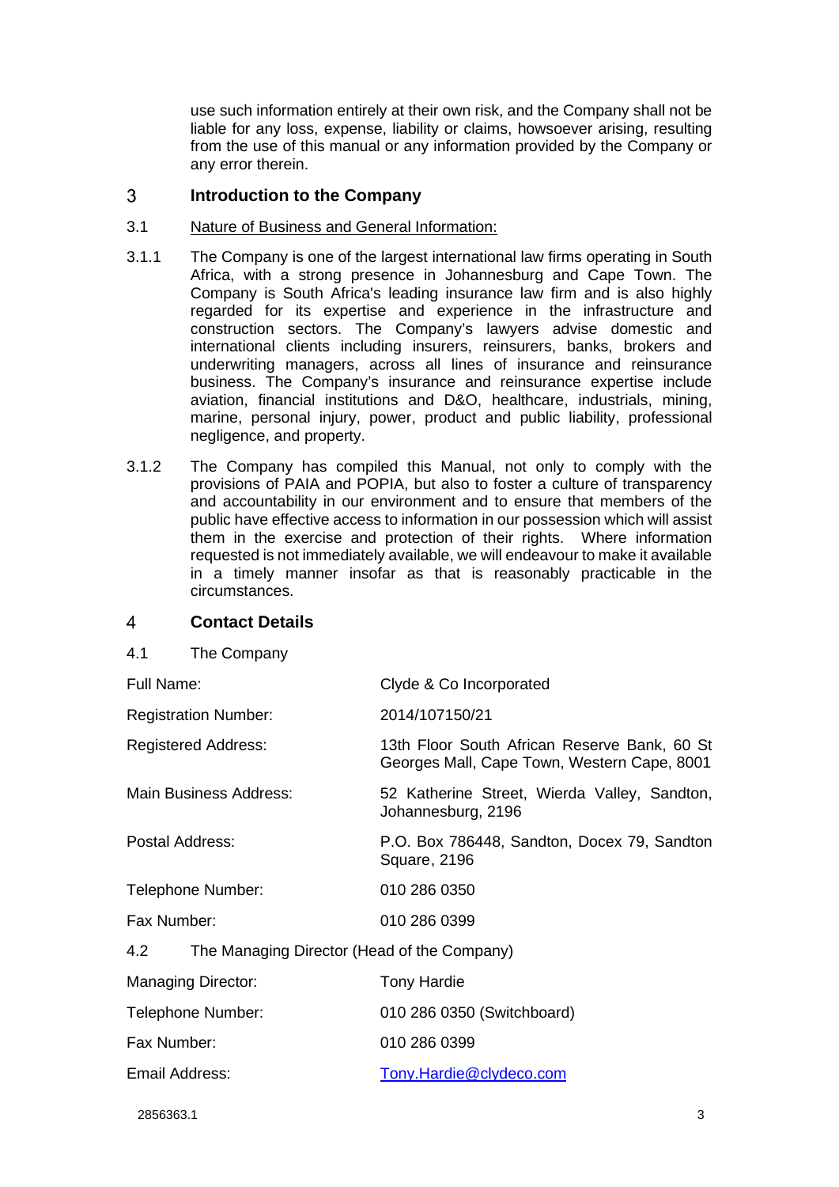use such information entirely at their own risk, and the Company shall not be liable for any loss, expense, liability or claims, howsoever arising, resulting from the use of this manual or any information provided by the Company or any error therein.

## 3 Introduction to the Company

3.1 Nature of Business and General Information:

3.1.1 The Company is one of the largest international law firms operating in South Africa, with a strong presence in Johannesburg and Cape Town. The Company is South Africa's leading insurance law firm and is also highly regarded for its expertise and experience in the infrastructure and construction sectors. The Company's lawyers advise domestic and international clients including insurers, reinsurers, banks, brokers and underwriting managers, across all lines of insurance and reinsurance business. The Company's insurance and reinsurance expertise include aviation, financial institutions and D&O, healthcare, industrials, mining, marine, personal injury, power, product and public liability, professional negligence, and property.

3.1.2 The Company has compiled this Manual, not only to comply with the provisions of PAIA and POPIA, but also to foster a culture of transparency and accountability in our environment and to ensure that members of the public have effective access to information in our possession which will assist them in the exercise and protection of their rights. Where information requested is not immediately available, we will endeavour to make it available in a timely manner insofar as that is reasonably practicable in the circumstances.

## 4 Contact Details

4.1 The Company

| | |
|---|---|
| Full Name: | Clyde & Co Incorporated |
| Registration Number: | 2014/107150/21 |
| Registered Address: | 13th Floor South African Reserve Bank, 60 St Georges Mall, Cape Town, Western Cape, 8001 |
| Main Business Address: | 52 Katherine Street, Wierda Valley, Sandton, Johannesburg, 2196 |
| Postal Address: | P.O. Box 786448, Sandton, Docex 79, Sandton Square, 2196 |
| Telephone Number: | 010 286 0350 |
| Fax Number: | 010 286 0399 |

4.2 The Managing Director (Head of the Company)

| | |
|---|---|
| Managing Director: | Tony Hardie |
| Telephone Number: | 010 286 0350 (Switchboard) |
| Fax Number: | 010 286 0399 |
| Email Address: | Tony.Hardie@clydeco.com |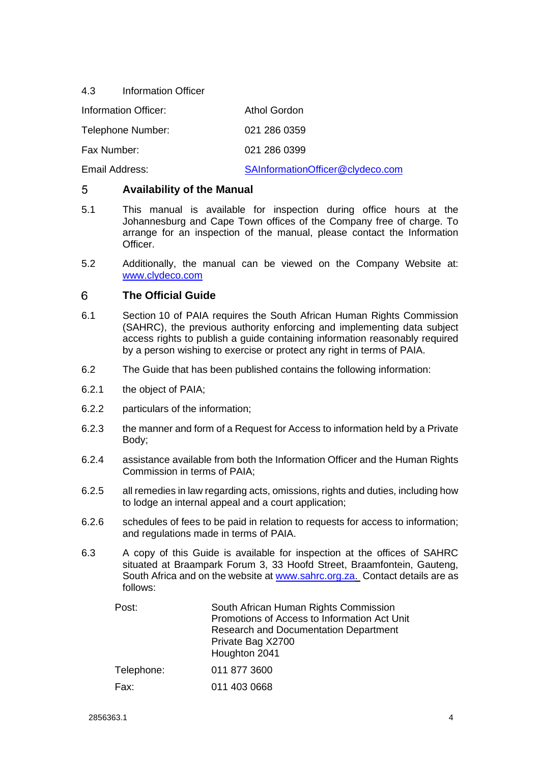4.3 Information Officer

| Information Officer: | Athol Gordon |
|---|---|
| Telephone Number: | 021 286 0359 |
| Fax Number: | 021 286 0399 |
| Email Address: | SAInformationOfficer@clydeco.com |

## 5 Availability of the Manual

5.1 This manual is available for inspection during office hours at the Johannesburg and Cape Town offices of the Company free of charge. To arrange for an inspection of the manual, please contact the Information Officer.

5.2 Additionally, the manual can be viewed on the Company Website at: www.clydeco.com

## 6 The Official Guide

6.1 Section 10 of PAIA requires the South African Human Rights Commission (SAHRC), the previous authority enforcing and implementing data subject access rights to publish a guide containing information reasonably required by a person wishing to exercise or protect any right in terms of PAIA.

6.2 The Guide that has been published contains the following information:

6.2.1 the object of PAIA;

6.2.2 particulars of the information;

6.2.3 the manner and form of a Request for Access to information held by a Private Body;

6.2.4 assistance available from both the Information Officer and the Human Rights Commission in terms of PAIA;

6.2.5 all remedies in law regarding acts, omissions, rights and duties, including how to lodge an internal appeal and a court application;

6.2.6 schedules of fees to be paid in relation to requests for access to information; and regulations made in terms of PAIA.

6.3 A copy of this Guide is available for inspection at the offices of SAHRC situated at Braampark Forum 3, 33 Hoofd Street, Braamfontein, Gauteng, South Africa and on the website at www.sahrc.org.za. Contact details are as follows:

| Post: | South African Human Rights Commission<br>Promotions of Access to Information Act Unit<br>Research and Documentation Department<br>Private Bag X2700<br>Houghton 2041 |
|---|---|
| Telephone: | 011 877 3600 |
| Fax: | 011 403 0668 |

2856363.1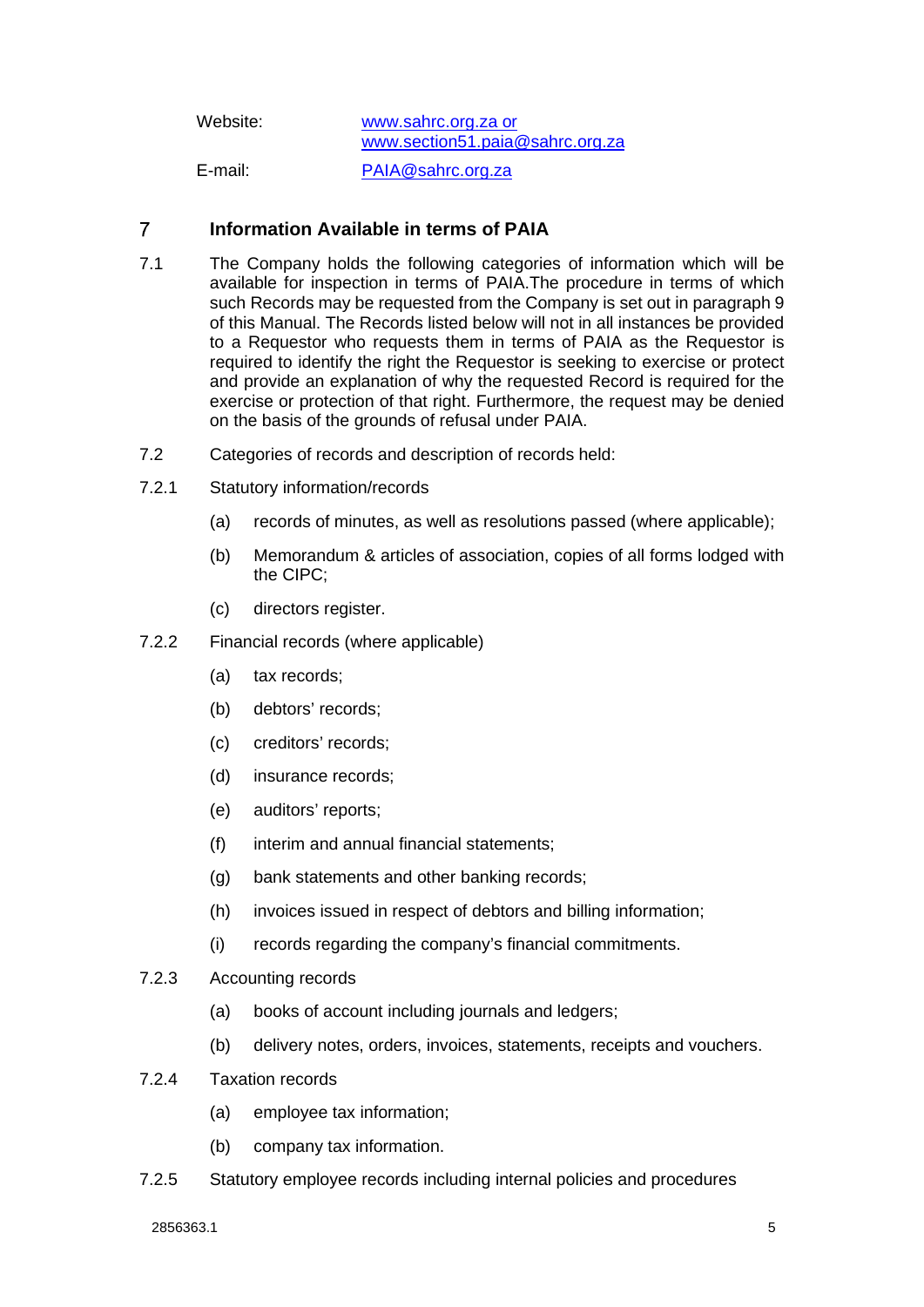Website: www.sahrc.org.za or www.section51.paia@sahrc.org.za

E-mail: PAIA@sahrc.org.za

## 7 Information Available in terms of PAIA

7.1 The Company holds the following categories of information which will be available for inspection in terms of PAIA.The procedure in terms of which such Records may be requested from the Company is set out in paragraph 9 of this Manual. The Records listed below will not in all instances be provided to a Requestor who requests them in terms of PAIA as the Requestor is required to identify the right the Requestor is seeking to exercise or protect and provide an explanation of why the requested Record is required for the exercise or protection of that right. Furthermore, the request may be denied on the basis of the grounds of refusal under PAIA.

7.2 Categories of records and description of records held:

7.2.1 Statutory information/records

(a) records of minutes, as well as resolutions passed (where applicable);

(b) Memorandum & articles of association, copies of all forms lodged with the CIPC;

(c) directors register.

7.2.2 Financial records (where applicable)

(a) tax records;

(b) debtors' records;

(c) creditors' records;

(d) insurance records;

(e) auditors' reports;

(f) interim and annual financial statements;

(g) bank statements and other banking records;

(h) invoices issued in respect of debtors and billing information;

(i) records regarding the company's financial commitments.

7.2.3 Accounting records

(a) books of account including journals and ledgers;

(b) delivery notes, orders, invoices, statements, receipts and vouchers.

7.2.4 Taxation records

(a) employee tax information;

(b) company tax information.

7.2.5 Statutory employee records including internal policies and procedures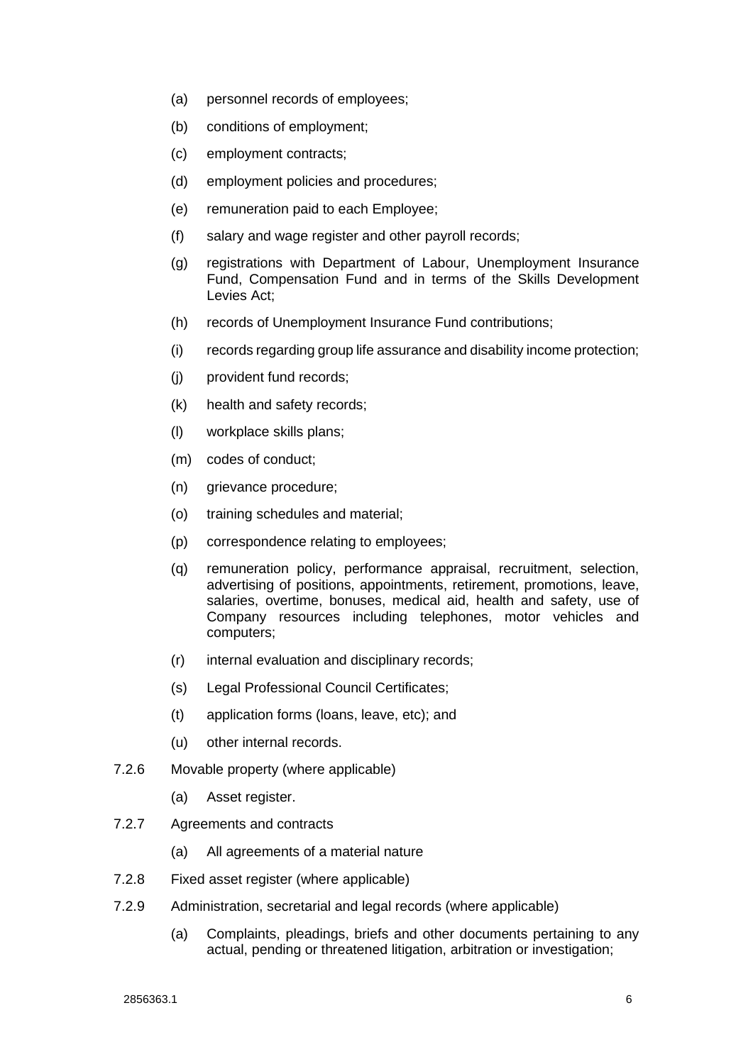(a) personnel records of employees;

(b) conditions of employment;

(c) employment contracts;

(d) employment policies and procedures;

(e) remuneration paid to each Employee;

(f) salary and wage register and other payroll records;

(g) registrations with Department of Labour, Unemployment Insurance Fund, Compensation Fund and in terms of the Skills Development Levies Act;

(h) records of Unemployment Insurance Fund contributions;

(i) records regarding group life assurance and disability income protection;

(j) provident fund records;

(k) health and safety records;

(l) workplace skills plans;

(m) codes of conduct;

(n) grievance procedure;

(o) training schedules and material;

(p) correspondence relating to employees;

(q) remuneration policy, performance appraisal, recruitment, selection, advertising of positions, appointments, retirement, promotions, leave, salaries, overtime, bonuses, medical aid, health and safety, use of Company resources including telephones, motor vehicles and computers;

(r) internal evaluation and disciplinary records;

(s) Legal Professional Council Certificates;

(t) application forms (loans, leave, etc); and

(u) other internal records.

7.2.6 Movable property (where applicable)

(a) Asset register.

7.2.7 Agreements and contracts

(a) All agreements of a material nature

7.2.8 Fixed asset register (where applicable)

7.2.9 Administration, secretarial and legal records (where applicable)

(a) Complaints, pleadings, briefs and other documents pertaining to any actual, pending or threatened litigation, arbitration or investigation;

2856363.1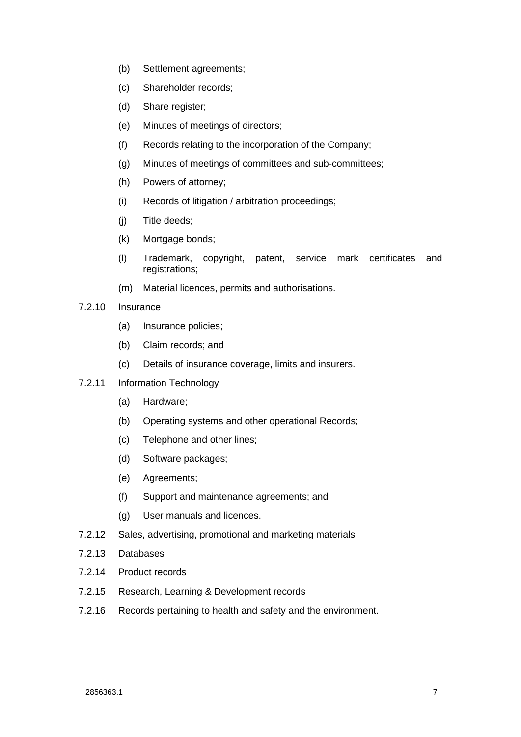(b) Settlement agreements;

(c) Shareholder records;

(d) Share register;

(e) Minutes of meetings of directors;

(f) Records relating to the incorporation of the Company;

(g) Minutes of meetings of committees and sub-committees;

(h) Powers of attorney;

(i) Records of litigation / arbitration proceedings;

(j) Title deeds;

(k) Mortgage bonds;

(l) Trademark, copyright, patent, service mark certificates and registrations;

(m) Material licences, permits and authorisations.

7.2.10 Insurance

(a) Insurance policies;

(b) Claim records; and

(c) Details of insurance coverage, limits and insurers.

7.2.11 Information Technology

(a) Hardware;

(b) Operating systems and other operational Records;

(c) Telephone and other lines;

(d) Software packages;

(e) Agreements;

(f) Support and maintenance agreements; and

(g) User manuals and licences.

7.2.12 Sales, advertising, promotional and marketing materials

7.2.13 Databases

7.2.14 Product records

7.2.15 Research, Learning & Development records

7.2.16 Records pertaining to health and safety and the environment.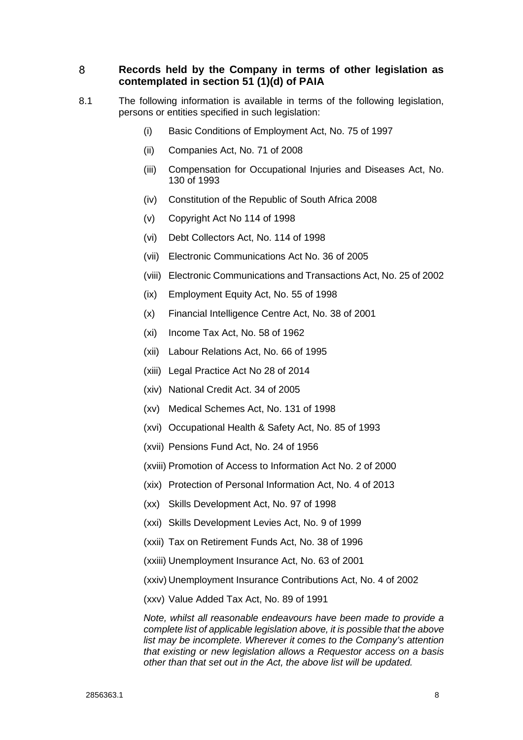## 8 Records held by the Company in terms of other legislation as contemplated in section 51 (1)(d) of PAIA

8.1 The following information is available in terms of the following legislation, persons or entities specified in such legislation:

(i) Basic Conditions of Employment Act, No. 75 of 1997

(ii) Companies Act, No. 71 of 2008

(iii) Compensation for Occupational Injuries and Diseases Act, No. 130 of 1993

(iv) Constitution of the Republic of South Africa 2008

(v) Copyright Act No 114 of 1998

(vi) Debt Collectors Act, No. 114 of 1998

(vii) Electronic Communications Act No. 36 of 2005

(viii) Electronic Communications and Transactions Act, No. 25 of 2002

(ix) Employment Equity Act, No. 55 of 1998

(x) Financial Intelligence Centre Act, No. 38 of 2001

(xi) Income Tax Act, No. 58 of 1962

(xii) Labour Relations Act, No. 66 of 1995

(xiii) Legal Practice Act No 28 of 2014

(xiv) National Credit Act. 34 of 2005

(xv) Medical Schemes Act, No. 131 of 1998

(xvi) Occupational Health & Safety Act, No. 85 of 1993

(xvii) Pensions Fund Act, No. 24 of 1956

(xviii) Promotion of Access to Information Act No. 2 of 2000

(xix) Protection of Personal Information Act, No. 4 of 2013

(xx) Skills Development Act, No. 97 of 1998

(xxi) Skills Development Levies Act, No. 9 of 1999

(xxii) Tax on Retirement Funds Act, No. 38 of 1996

(xxiii) Unemployment Insurance Act, No. 63 of 2001

(xxiv) Unemployment Insurance Contributions Act, No. 4 of 2002

(xxv) Value Added Tax Act, No. 89 of 1991

*Note, whilst all reasonable endeavours have been made to provide a complete list of applicable legislation above, it is possible that the above list may be incomplete. Wherever it comes to the Company's attention that existing or new legislation allows a Requestor access on a basis other than that set out in the Act, the above list will be updated.*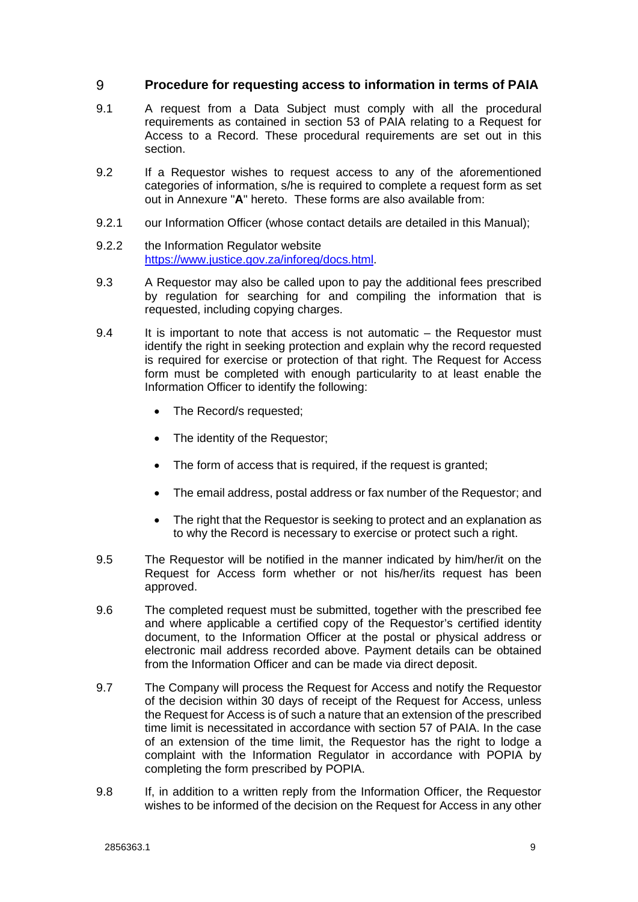## 9 Procedure for requesting access to information in terms of PAIA

9.1 A request from a Data Subject must comply with all the procedural requirements as contained in section 53 of PAIA relating to a Request for Access to a Record. These procedural requirements are set out in this section.

9.2 If a Requestor wishes to request access to any of the aforementioned categories of information, s/he is required to complete a request form as set out in Annexure "**A**" hereto. These forms are also available from:

9.2.1 our Information Officer (whose contact details are detailed in this Manual);

9.2.2 the Information Regulator website [https://www.justice.gov.za/inforeg/docs.html](https://www.justice.gov.za/inforeg/docs.html).

9.3 A Requestor may also be called upon to pay the additional fees prescribed by regulation for searching for and compiling the information that is requested, including copying charges.

9.4 It is important to note that access is not automatic – the Requestor must identify the right in seeking protection and explain why the record requested is required for exercise or protection of that right. The Request for Access form must be completed with enough particularity to at least enable the Information Officer to identify the following:

- The Record/s requested;
- The identity of the Requestor;
- The form of access that is required, if the request is granted;
- The email address, postal address or fax number of the Requestor; and
- The right that the Requestor is seeking to protect and an explanation as to why the Record is necessary to exercise or protect such a right.

9.5 The Requestor will be notified in the manner indicated by him/her/it on the Request for Access form whether or not his/her/its request has been approved.

9.6 The completed request must be submitted, together with the prescribed fee and where applicable a certified copy of the Requestor's certified identity document, to the Information Officer at the postal or physical address or electronic mail address recorded above. Payment details can be obtained from the Information Officer and can be made via direct deposit.

9.7 The Company will process the Request for Access and notify the Requestor of the decision within 30 days of receipt of the Request for Access, unless the Request for Access is of such a nature that an extension of the prescribed time limit is necessitated in accordance with section 57 of PAIA. In the case of an extension of the time limit, the Requestor has the right to lodge a complaint with the Information Regulator in accordance with POPIA by completing the form prescribed by POPIA.

9.8 If, in addition to a written reply from the Information Officer, the Requestor wishes to be informed of the decision on the Request for Access in any other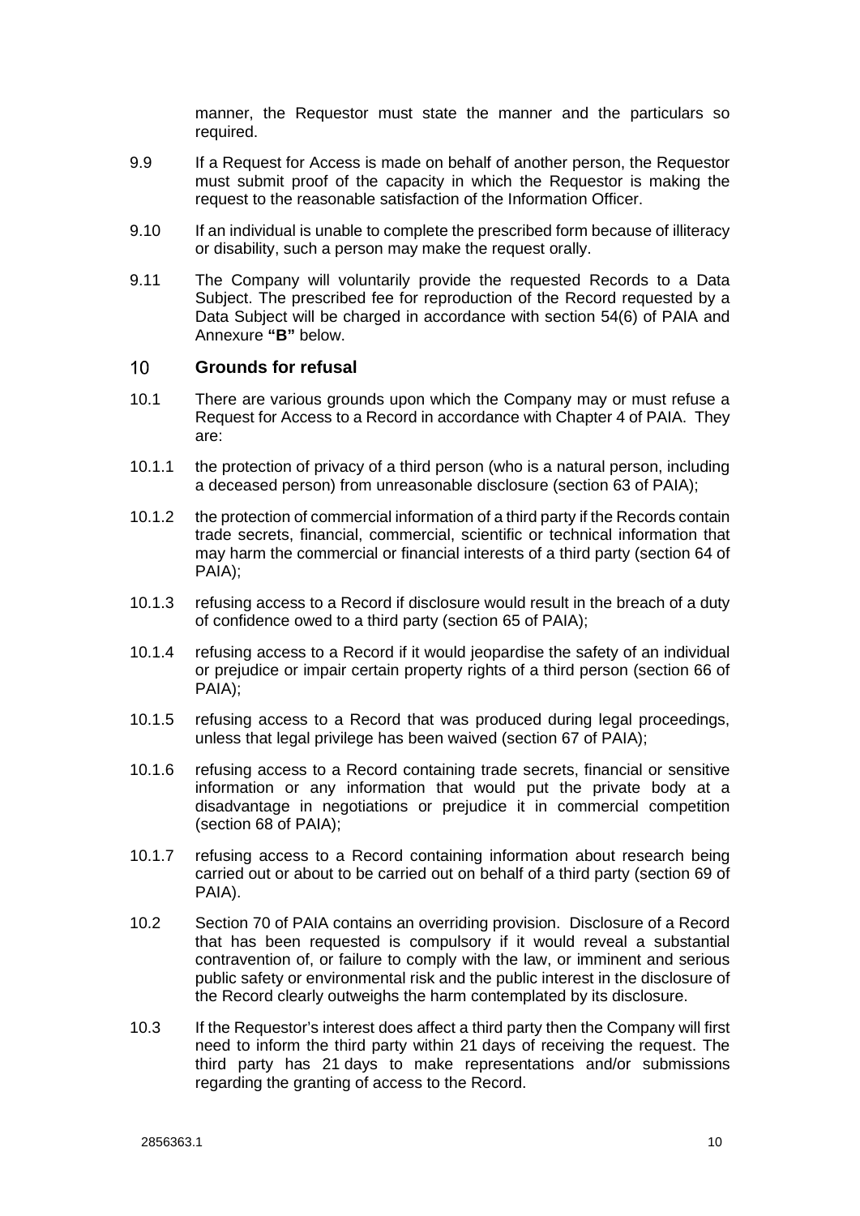manner, the Requestor must state the manner and the particulars so required.

9.9 If a Request for Access is made on behalf of another person, the Requestor must submit proof of the capacity in which the Requestor is making the request to the reasonable satisfaction of the Information Officer.

9.10 If an individual is unable to complete the prescribed form because of illiteracy or disability, such a person may make the request orally.

9.11 The Company will voluntarily provide the requested Records to a Data Subject. The prescribed fee for reproduction of the Record requested by a Data Subject will be charged in accordance with section 54(6) of PAIA and Annexure **"B"** below.

## 10 Grounds for refusal

10.1 There are various grounds upon which the Company may or must refuse a Request for Access to a Record in accordance with Chapter 4 of PAIA. They are:

10.1.1 the protection of privacy of a third person (who is a natural person, including a deceased person) from unreasonable disclosure (section 63 of PAIA);

10.1.2 the protection of commercial information of a third party if the Records contain trade secrets, financial, commercial, scientific or technical information that may harm the commercial or financial interests of a third party (section 64 of PAIA);

10.1.3 refusing access to a Record if disclosure would result in the breach of a duty of confidence owed to a third party (section 65 of PAIA);

10.1.4 refusing access to a Record if it would jeopardise the safety of an individual or prejudice or impair certain property rights of a third person (section 66 of PAIA);

10.1.5 refusing access to a Record that was produced during legal proceedings, unless that legal privilege has been waived (section 67 of PAIA);

10.1.6 refusing access to a Record containing trade secrets, financial or sensitive information or any information that would put the private body at a disadvantage in negotiations or prejudice it in commercial competition (section 68 of PAIA);

10.1.7 refusing access to a Record containing information about research being carried out or about to be carried out on behalf of a third party (section 69 of PAIA).

10.2 Section 70 of PAIA contains an overriding provision. Disclosure of a Record that has been requested is compulsory if it would reveal a substantial contravention of, or failure to comply with the law, or imminent and serious public safety or environmental risk and the public interest in the disclosure of the Record clearly outweighs the harm contemplated by its disclosure.

10.3 If the Requestor's interest does affect a third party then the Company will first need to inform the third party within 21 days of receiving the request. The third party has 21 days to make representations and/or submissions regarding the granting of access to the Record.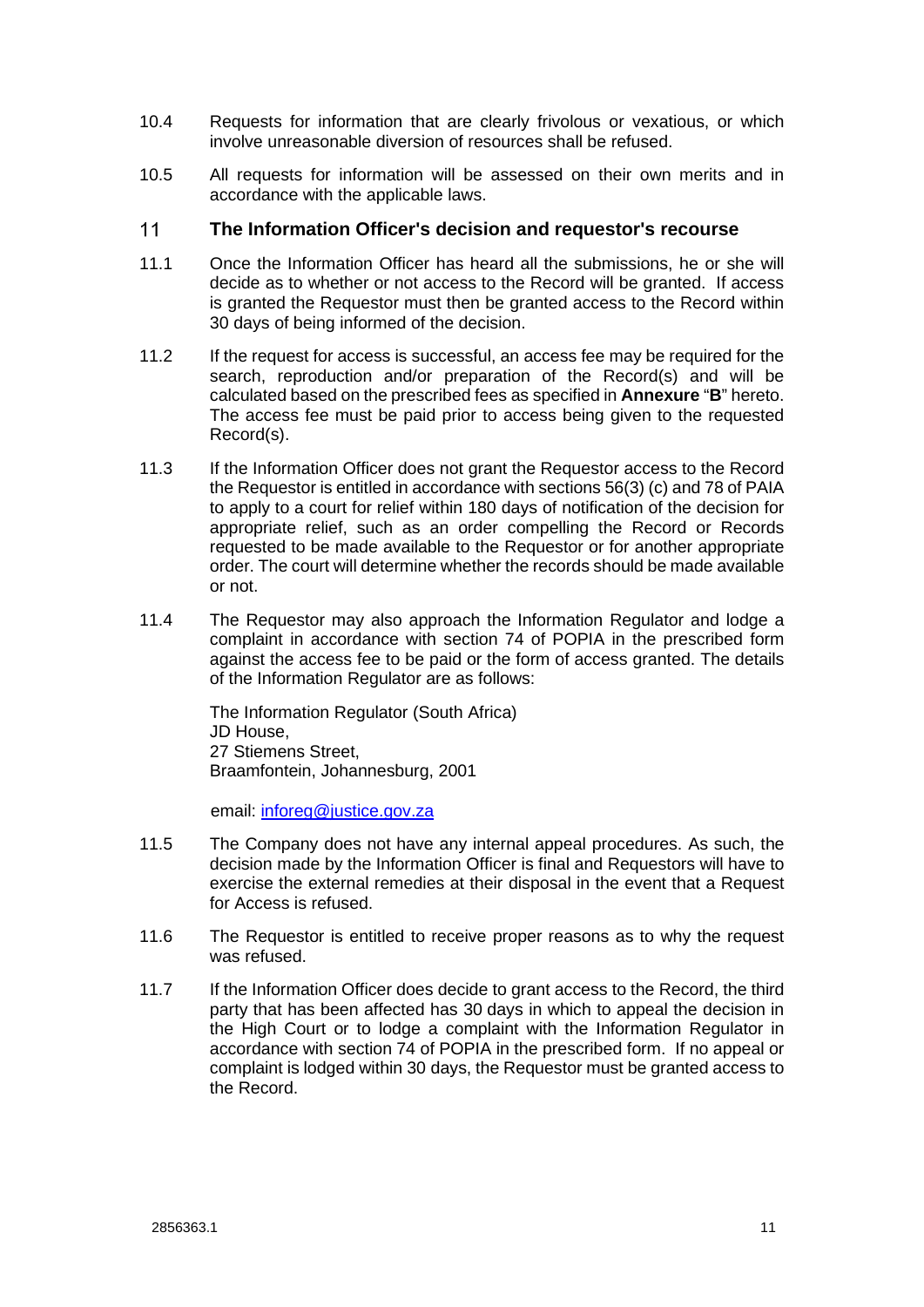10.4 Requests for information that are clearly frivolous or vexatious, or which involve unreasonable diversion of resources shall be refused.

10.5 All requests for information will be assessed on their own merits and in accordance with the applicable laws.

## 11 The Information Officer's decision and requestor's recourse

11.1 Once the Information Officer has heard all the submissions, he or she will decide as to whether or not access to the Record will be granted. If access is granted the Requestor must then be granted access to the Record within 30 days of being informed of the decision.

11.2 If the request for access is successful, an access fee may be required for the search, reproduction and/or preparation of the Record(s) and will be calculated based on the prescribed fees as specified in **Annexure** "**B**" hereto. The access fee must be paid prior to access being given to the requested Record(s).

11.3 If the Information Officer does not grant the Requestor access to the Record the Requestor is entitled in accordance with sections 56(3) (c) and 78 of PAIA to apply to a court for relief within 180 days of notification of the decision for appropriate relief, such as an order compelling the Record or Records requested to be made available to the Requestor or for another appropriate order. The court will determine whether the records should be made available or not.

11.4 The Requestor may also approach the Information Regulator and lodge a complaint in accordance with section 74 of POPIA in the prescribed form against the access fee to be paid or the form of access granted. The details of the Information Regulator are as follows:

The Information Regulator (South Africa)
JD House,
27 Stiemens Street,
Braamfontein, Johannesburg, 2001

email: [inforeg@justice.gov.za](mailto:inforeg@justice.gov.za)

11.5 The Company does not have any internal appeal procedures. As such, the decision made by the Information Officer is final and Requestors will have to exercise the external remedies at their disposal in the event that a Request for Access is refused.

11.6 The Requestor is entitled to receive proper reasons as to why the request was refused.

11.7 If the Information Officer does decide to grant access to the Record, the third party that has been affected has 30 days in which to appeal the decision in the High Court or to lodge a complaint with the Information Regulator in accordance with section 74 of POPIA in the prescribed form. If no appeal or complaint is lodged within 30 days, the Requestor must be granted access to the Record.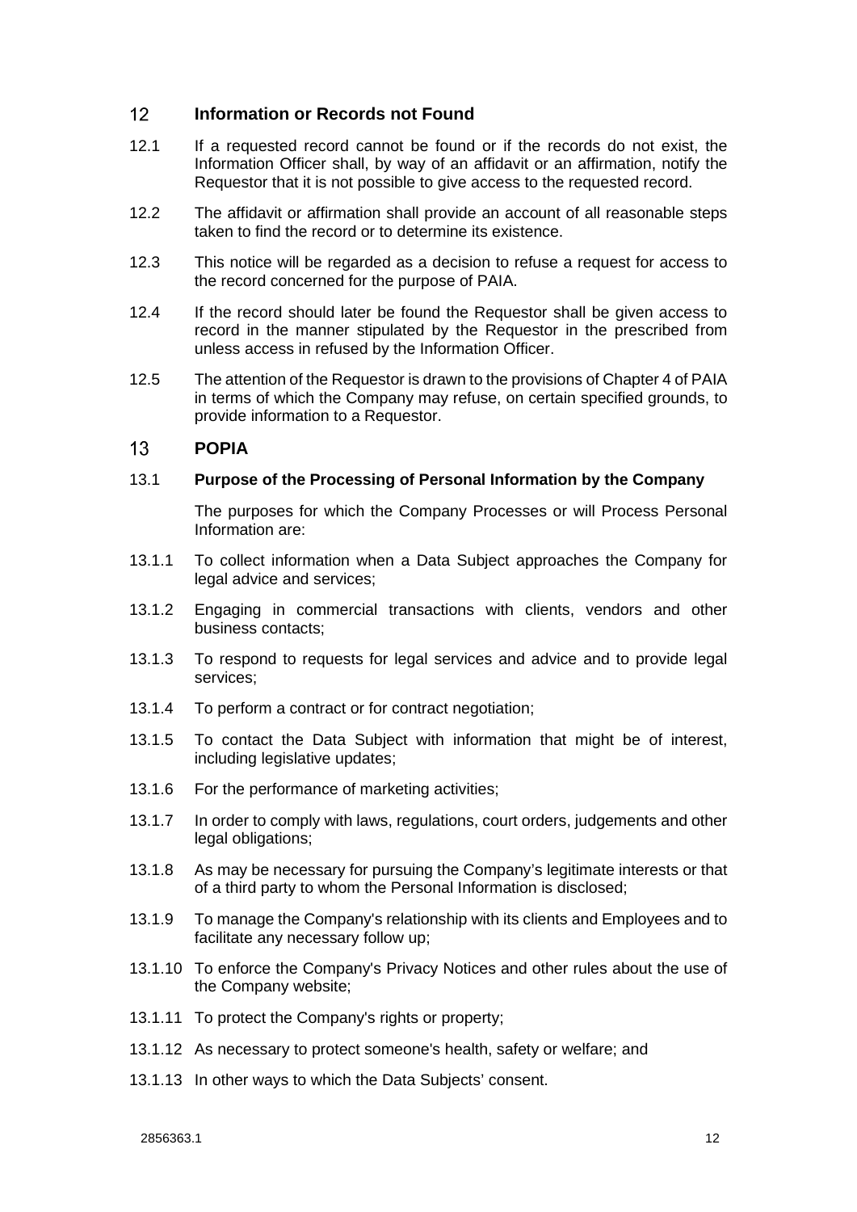## 12 Information or Records not Found

12.1 If a requested record cannot be found or if the records do not exist, the Information Officer shall, by way of an affidavit or an affirmation, notify the Requestor that it is not possible to give access to the requested record.

12.2 The affidavit or affirmation shall provide an account of all reasonable steps taken to find the record or to determine its existence.

12.3 This notice will be regarded as a decision to refuse a request for access to the record concerned for the purpose of PAIA.

12.4 If the record should later be found the Requestor shall be given access to record in the manner stipulated by the Requestor in the prescribed from unless access in refused by the Information Officer.

12.5 The attention of the Requestor is drawn to the provisions of Chapter 4 of PAIA in terms of which the Company may refuse, on certain specified grounds, to provide information to a Requestor.

## 13 POPIA

### 13.1 Purpose of the Processing of Personal Information by the Company

The purposes for which the Company Processes or will Process Personal Information are:

13.1.1 To collect information when a Data Subject approaches the Company for legal advice and services;

13.1.2 Engaging in commercial transactions with clients, vendors and other business contacts;

13.1.3 To respond to requests for legal services and advice and to provide legal services;

13.1.4 To perform a contract or for contract negotiation;

13.1.5 To contact the Data Subject with information that might be of interest, including legislative updates;

13.1.6 For the performance of marketing activities;

13.1.7 In order to comply with laws, regulations, court orders, judgements and other legal obligations;

13.1.8 As may be necessary for pursuing the Company's legitimate interests or that of a third party to whom the Personal Information is disclosed;

13.1.9 To manage the Company's relationship with its clients and Employees and to facilitate any necessary follow up;

13.1.10 To enforce the Company's Privacy Notices and other rules about the use of the Company website;

13.1.11 To protect the Company's rights or property;

13.1.12 As necessary to protect someone's health, safety or welfare; and

13.1.13 In other ways to which the Data Subjects' consent.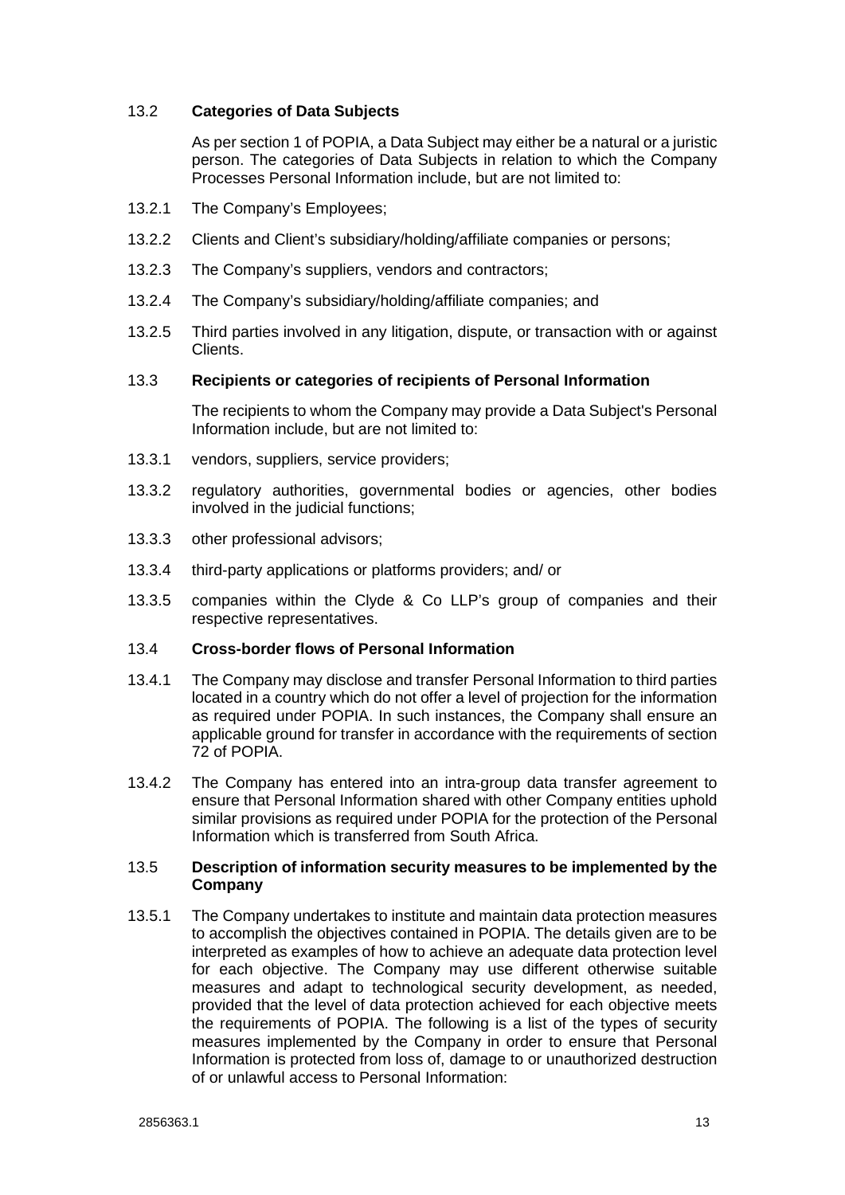### 13.2 **Categories of Data Subjects**

As per section 1 of POPIA, a Data Subject may either be a natural or a juristic person. The categories of Data Subjects in relation to which the Company Processes Personal Information include, but are not limited to:

13.2.1 The Company's Employees;

13.2.2 Clients and Client's subsidiary/holding/affiliate companies or persons;

13.2.3 The Company's suppliers, vendors and contractors;

13.2.4 The Company's subsidiary/holding/affiliate companies; and

13.2.5 Third parties involved in any litigation, dispute, or transaction with or against Clients.

### 13.3 **Recipients or categories of recipients of Personal Information**

The recipients to whom the Company may provide a Data Subject's Personal Information include, but are not limited to:

13.3.1 vendors, suppliers, service providers;

13.3.2 regulatory authorities, governmental bodies or agencies, other bodies involved in the judicial functions;

13.3.3 other professional advisors;

13.3.4 third-party applications or platforms providers; and/ or

13.3.5 companies within the Clyde & Co LLP's group of companies and their respective representatives.

### 13.4 **Cross-border flows of Personal Information**

13.4.1 The Company may disclose and transfer Personal Information to third parties located in a country which do not offer a level of projection for the information as required under POPIA. In such instances, the Company shall ensure an applicable ground for transfer in accordance with the requirements of section 72 of POPIA.

13.4.2 The Company has entered into an intra-group data transfer agreement to ensure that Personal Information shared with other Company entities uphold similar provisions as required under POPIA for the protection of the Personal Information which is transferred from South Africa.

### 13.5 **Description of information security measures to be implemented by the Company**

13.5.1 The Company undertakes to institute and maintain data protection measures to accomplish the objectives contained in POPIA. The details given are to be interpreted as examples of how to achieve an adequate data protection level for each objective. The Company may use different otherwise suitable measures and adapt to technological security development, as needed, provided that the level of data protection achieved for each objective meets the requirements of POPIA. The following is a list of the types of security measures implemented by the Company in order to ensure that Personal Information is protected from loss of, damage to or unauthorized destruction of or unlawful access to Personal Information: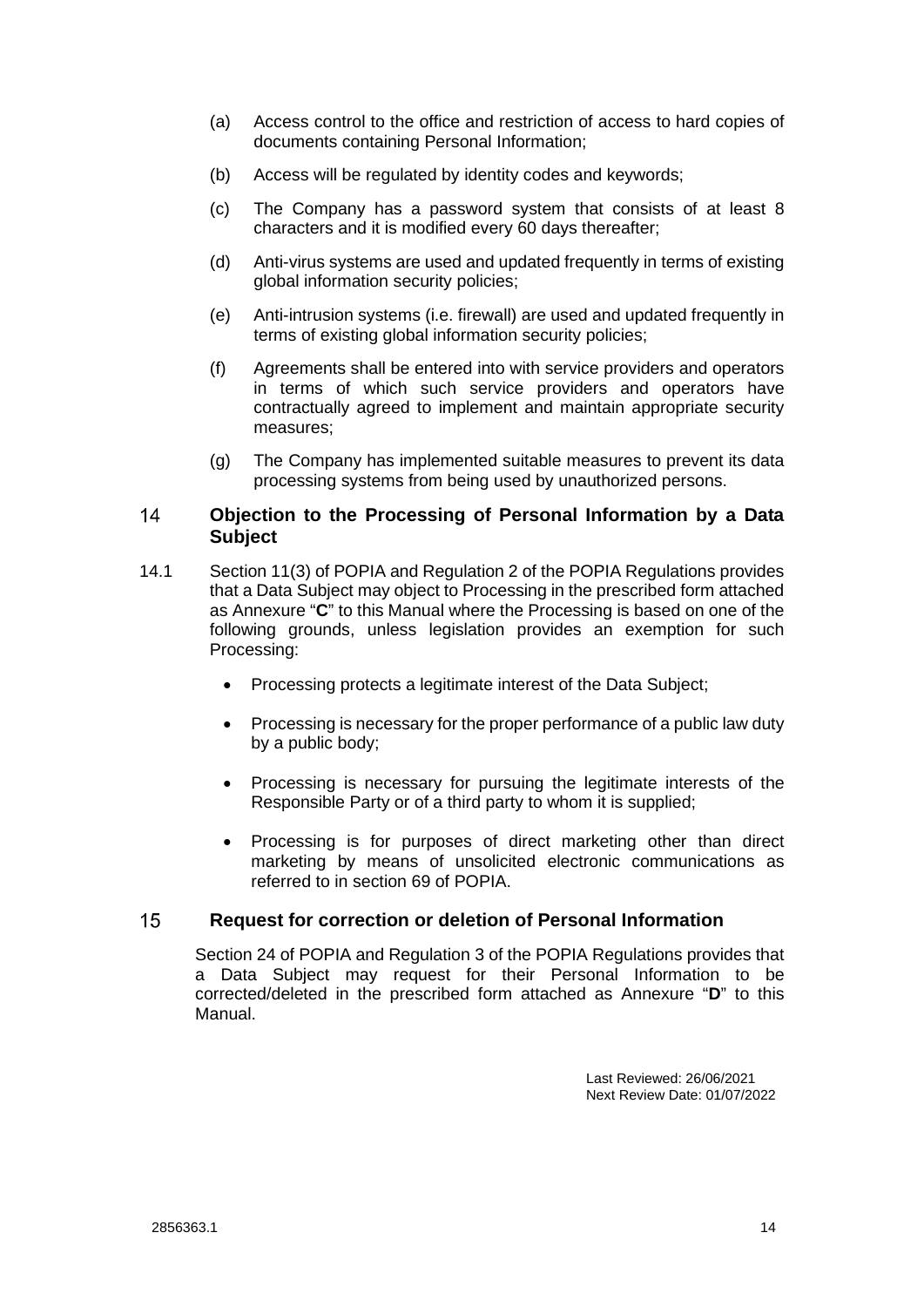(a) Access control to the office and restriction of access to hard copies of documents containing Personal Information;

(b) Access will be regulated by identity codes and keywords;

(c) The Company has a password system that consists of at least 8 characters and it is modified every 60 days thereafter;

(d) Anti-virus systems are used and updated frequently in terms of existing global information security policies;

(e) Anti-intrusion systems (i.e. firewall) are used and updated frequently in terms of existing global information security policies;

(f) Agreements shall be entered into with service providers and operators in terms of which such service providers and operators have contractually agreed to implement and maintain appropriate security measures;

(g) The Company has implemented suitable measures to prevent its data processing systems from being used by unauthorized persons.

## 14 Objection to the Processing of Personal Information by a Data Subject

14.1 Section 11(3) of POPIA and Regulation 2 of the POPIA Regulations provides that a Data Subject may object to Processing in the prescribed form attached as Annexure "**C**" to this Manual where the Processing is based on one of the following grounds, unless legislation provides an exemption for such Processing:

- Processing protects a legitimate interest of the Data Subject;
- Processing is necessary for the proper performance of a public law duty by a public body;
- Processing is necessary for pursuing the legitimate interests of the Responsible Party or of a third party to whom it is supplied;
- Processing is for purposes of direct marketing other than direct marketing by means of unsolicited electronic communications as referred to in section 69 of POPIA.

## 15 Request for correction or deletion of Personal Information

Section 24 of POPIA and Regulation 3 of the POPIA Regulations provides that a Data Subject may request for their Personal Information to be corrected/deleted in the prescribed form attached as Annexure "**D**" to this Manual.

Last Reviewed: 26/06/2021
Next Review Date: 01/07/2022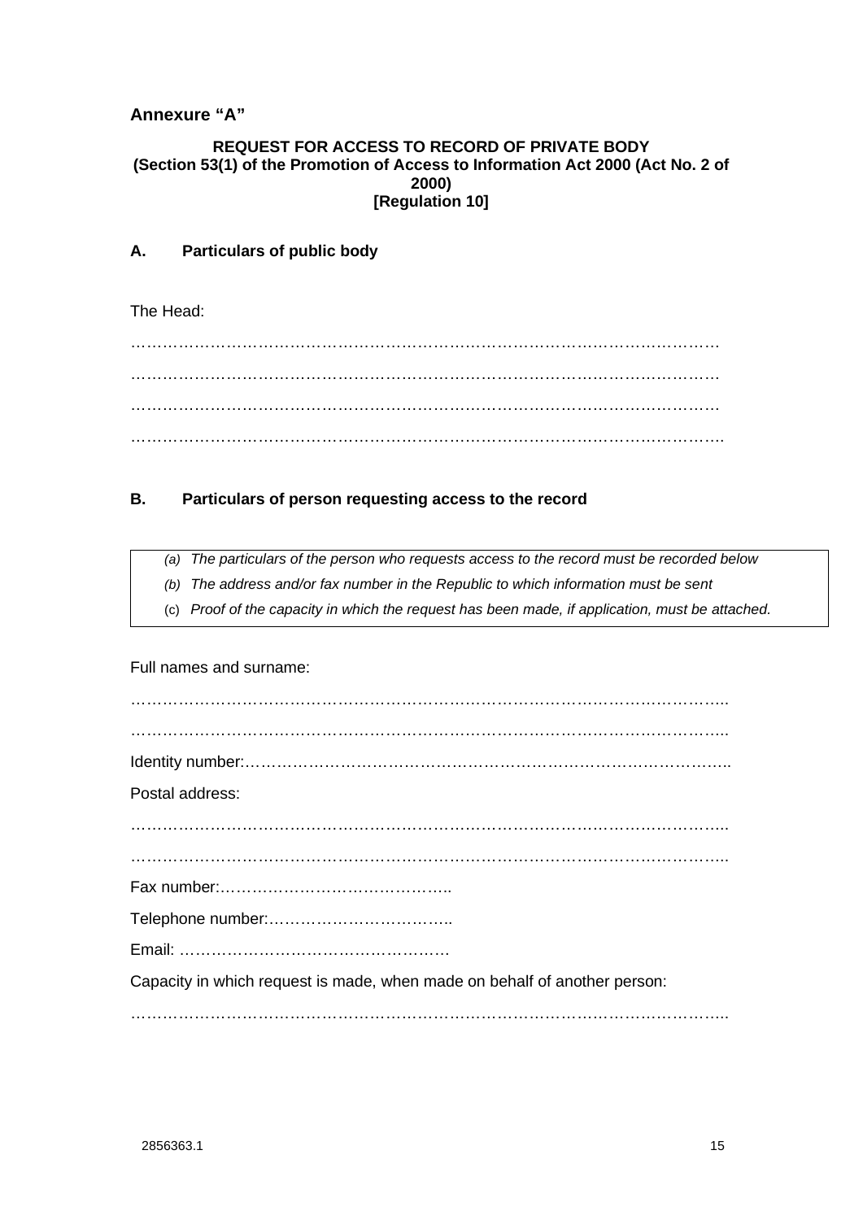## Annexure "A"

**REQUEST FOR ACCESS TO RECORD OF PRIVATE BODY**
**(Section 53(1) of the Promotion of Access to Information Act 2000 (Act No. 2 of 2000)**
**[Regulation 10]**

### A. Particulars of public body

The Head:

…………………………………………………………………………………………………

…………………………………………………………………………………………………

…………………………………………………………………………………………………

…………………………………………………………………………………………………

### B. Particulars of person requesting access to the record

*(a) The particulars of the person who requests access to the record must be recorded below*

*(b) The address and/or fax number in the Republic to which information must be sent*

(c) *Proof of the capacity in which the request has been made, if application, must be attached.*

Full names and surname:

…………………………………………………………………………………………………

…………………………………………………………………………………………………

Identity number:………………………………………………………………………………

Postal address:

…………………………………………………………………………………………………

…………………………………………………………………………………………………

Fax number:……………………………………..

Telephone number:……………………………..

Email: ……………………………………………

Capacity in which request is made, when made on behalf of another person:

…………………………………………………………………………………………………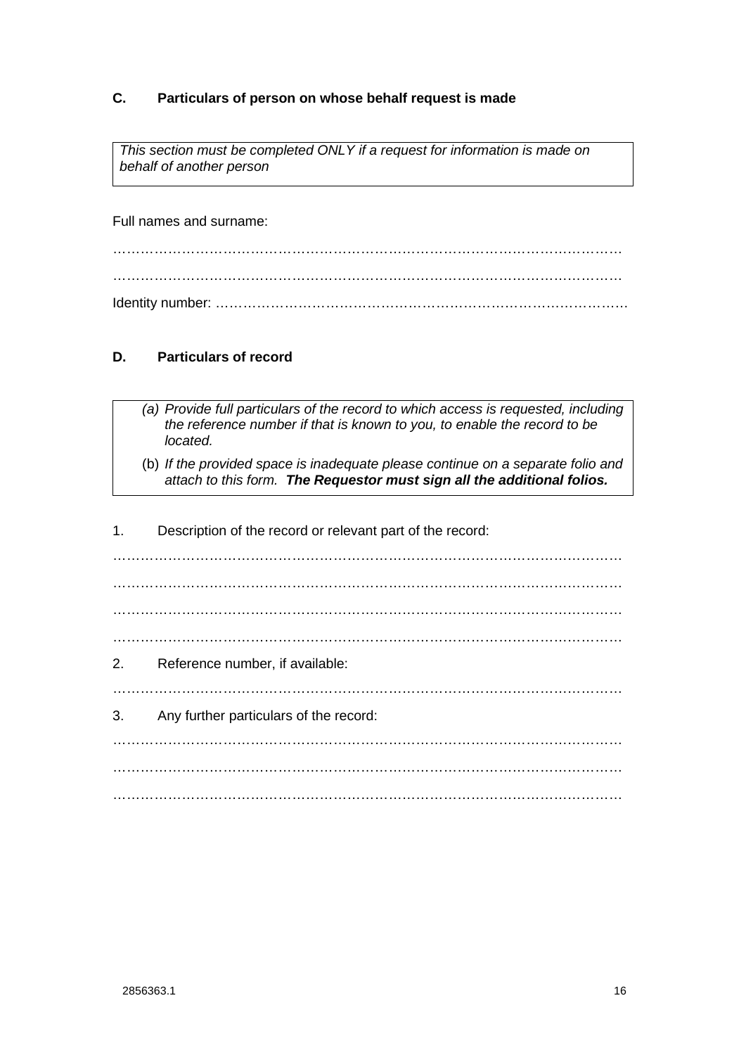## C. Particulars of person on whose behalf request is made

> *This section must be completed ONLY if a request for information is made on behalf of another person*

Full names and surname:

……………………………………………………………………………………………………

……………………………………………………………………………………………………

Identity number: ……………………………………………………………………………

## D. Particulars of record

> *(a) Provide full particulars of the record to which access is requested, including the reference number if that is known to you, to enable the record to be located.*
>
> (b) *If the provided space is inadequate please continue on a separate folio and attach to this form.* ***The Requestor must sign all the additional folios.***

1. Description of the record or relevant part of the record:

……………………………………………………………………………………………………

……………………………………………………………………………………………………

……………………………………………………………………………………………………

……………………………………………………………………………………………………

2. Reference number, if available:

……………………………………………………………………………………………………

3. Any further particulars of the record:

……………………………………………………………………………………………………

……………………………………………………………………………………………………

……………………………………………………………………………………………………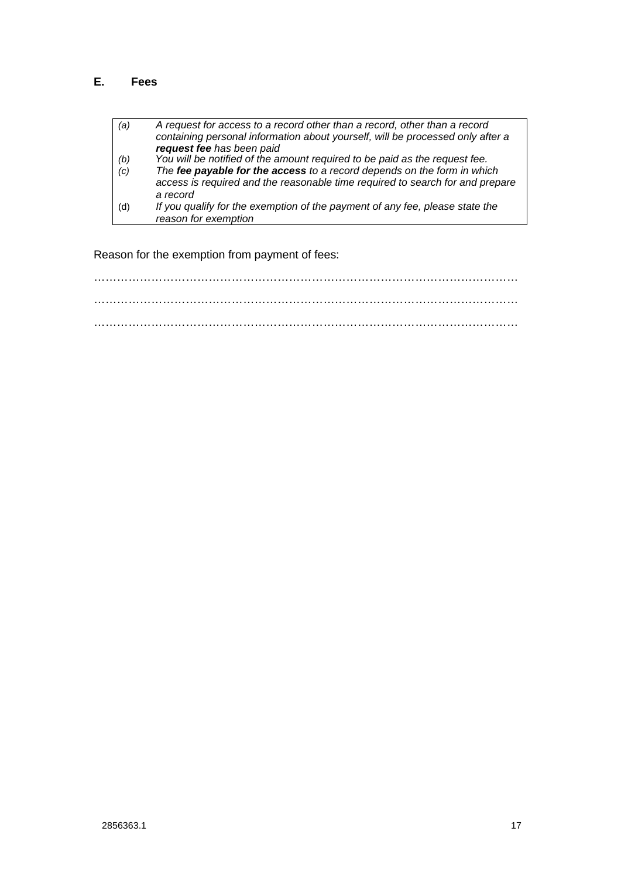## E. Fees

| | |
|---|---|
| *(a)* | *A request for access to a record other than a record, other than a record containing personal information about yourself, will be processed only after a **request fee** has been paid* |
| *(b)* | *You will be notified of the amount required to be paid as the request fee.* |
| *(c)* | *The **fee payable for the access** to a record depends on the form in which access is required and the reasonable time required to search for and prepare a record* |
| (d) | *If you qualify for the exemption of the payment of any fee, please state the reason for exemption* |

Reason for the exemption from payment of fees:

……………………………………………………………………………………………

……………………………………………………………………………………………

……………………………………………………………………………………………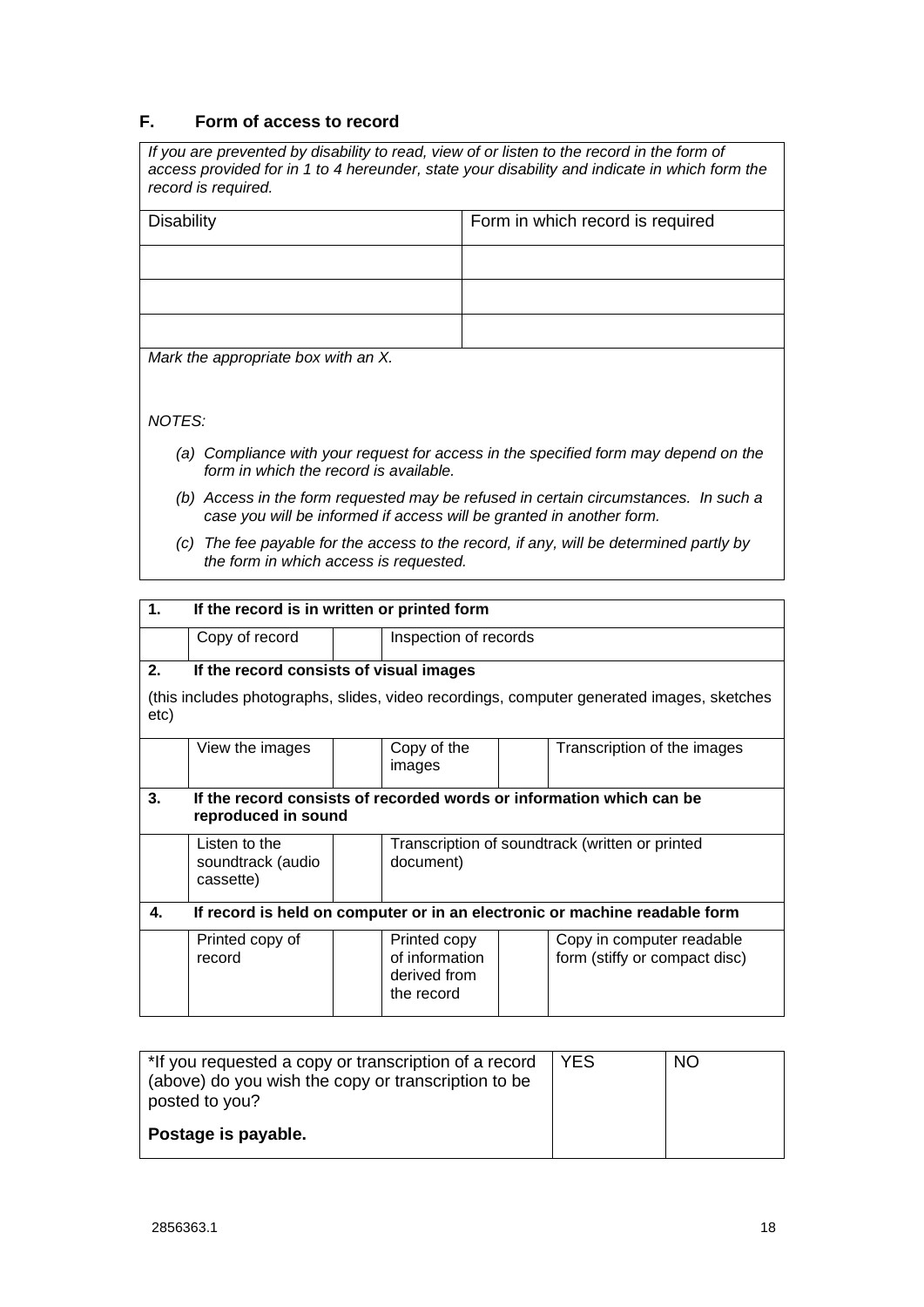## F. Form of access to record

*If you are prevented by disability to read, view of or listen to the record in the form of access provided for in 1 to 4 hereunder, state your disability and indicate in which form the record is required.*

| Disability | Form in which record is required |
|---|---|
| | |
| | |
| | |

*Mark the appropriate box with an X.*

*NOTES:*

*(a) Compliance with your request for access in the specified form may depend on the form in which the record is available.*

*(b) Access in the form requested may be refused in certain circumstances. In such a case you will be informed if access will be granted in another form.*

*(c) The fee payable for the access to the record, if any, will be determined partly by the form in which access is requested.*

| | | | | | |
|---|---|---|---|---|---|
| **1.** | **If the record is in written or printed form** | | | | |
| | Copy of record | | Inspection of records | | |
| **2.** | **If the record consists of visual images** | | | | |
| (this includes photographs, slides, video recordings, computer generated images, sketches etc) | | | | | |
| | View the images | | Copy of the images | | Transcription of the images |
| **3.** | **If the record consists of recorded words or information which can be reproduced in sound** | | | | |
| | Listen to the soundtrack (audio cassette) | | Transcription of soundtrack (written or printed document) | | |
| **4.** | **If record is held on computer or in an electronic or machine readable form** | | | | |
| | Printed copy of record | | Printed copy of information derived from the record | | Copy in computer readable form (stiffy or compact disc) |

| *If you requested a copy or transcription of a record (above) do you wish the copy or transcription to be posted to you?<br><br>**Postage is payable.** | YES | NO |
|---|---|---|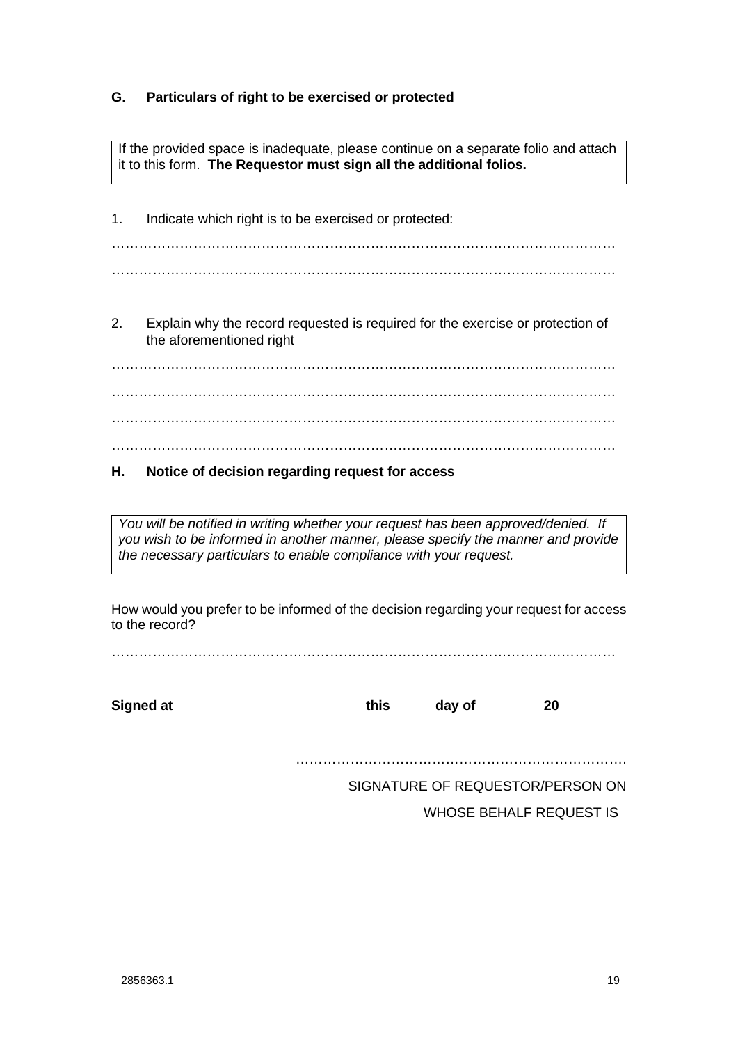### G. Particulars of right to be exercised or protected

> If the provided space is inadequate, please continue on a separate folio and attach it to this form. **The Requestor must sign all the additional folios.**

1. Indicate which right is to be exercised or protected:

………………………………………………………………………………………………

………………………………………………………………………………………………

2. Explain why the record requested is required for the exercise or protection of the aforementioned right

………………………………………………………………………………………………

………………………………………………………………………………………………

………………………………………………………………………………………………

………………………………………………………………………………………………

### H. Notice of decision regarding request for access

> *You will be notified in writing whether your request has been approved/denied. If you wish to be informed in another manner, please specify the manner and provide the necessary particulars to enable compliance with your request.*

How would you prefer to be informed of the decision regarding your request for access to the record?

………………………………………………………………………………………………

**Signed at** **this** **day of** **20**

………………………………………………………………

SIGNATURE OF REQUESTOR/PERSON ON WHOSE BEHALF REQUEST IS

2856363.1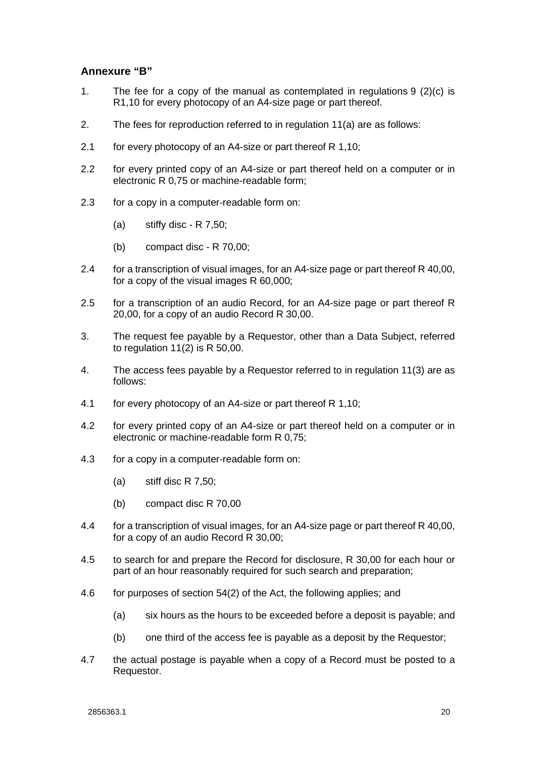## Annexure "B"

1. The fee for a copy of the manual as contemplated in regulations 9 (2)(c) is R1,10 for every photocopy of an A4-size page or part thereof.

2. The fees for reproduction referred to in regulation 11(a) are as follows:

2.1 for every photocopy of an A4-size or part thereof R 1,10;

2.2 for every printed copy of an A4-size or part thereof held on a computer or in electronic R 0,75 or machine-readable form;

2.3 for a copy in a computer-readable form on:

   (a) stiffy disc - R 7,50;

   (b) compact disc - R 70,00;

2.4 for a transcription of visual images, for an A4-size page or part thereof R 40,00, for a copy of the visual images R 60,000;

2.5 for a transcription of an audio Record, for an A4-size page or part thereof R 20,00, for a copy of an audio Record R 30,00.

3. The request fee payable by a Requestor, other than a Data Subject, referred to regulation 11(2) is R 50,00.

4. The access fees payable by a Requestor referred to in regulation 11(3) are as follows:

4.1 for every photocopy of an A4-size or part thereof R 1,10;

4.2 for every printed copy of an A4-size or part thereof held on a computer or in electronic or machine-readable form R 0,75;

4.3 for a copy in a computer-readable form on:

   (a) stiff disc R 7,50;

   (b) compact disc R 70,00

4.4 for a transcription of visual images, for an A4-size page or part thereof R 40,00, for a copy of an audio Record R 30,00;

4.5 to search for and prepare the Record for disclosure, R 30,00 for each hour or part of an hour reasonably required for such search and preparation;

4.6 for purposes of section 54(2) of the Act, the following applies; and

   (a) six hours as the hours to be exceeded before a deposit is payable; and

   (b) one third of the access fee is payable as a deposit by the Requestor;

4.7 the actual postage is payable when a copy of a Record must be posted to a Requestor.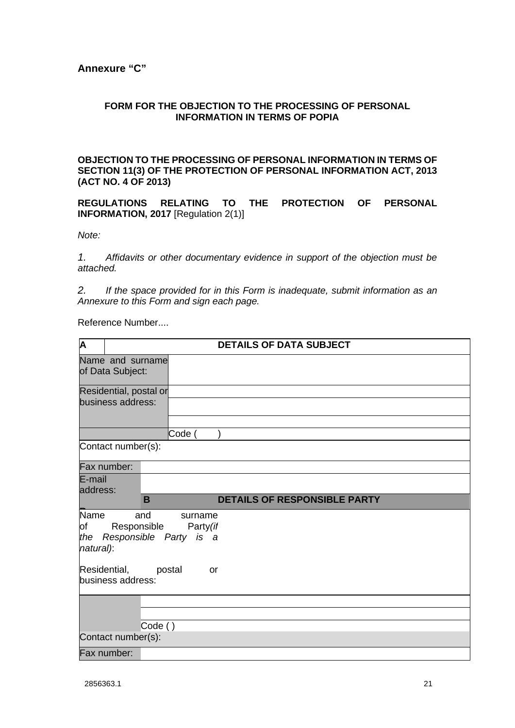**Annexure "C"**

**FORM FOR THE OBJECTION TO THE PROCESSING OF PERSONAL INFORMATION IN TERMS OF POPIA**

**OBJECTION TO THE PROCESSING OF PERSONAL INFORMATION IN TERMS OF SECTION 11(3) OF THE PROTECTION OF PERSONAL INFORMATION ACT, 2013 (ACT NO. 4 OF 2013)**

**REGULATIONS RELATING TO THE PROTECTION OF PERSONAL INFORMATION, 2017** [Regulation 2(1)]

*Note:*

*1. Affidavits or other documentary evidence in support of the objection must be attached.*

*2. If the space provided for in this Form is inadequate, submit information as an Annexure to this Form and sign each page.*

Reference Number....

| A | DETAILS OF DATA SUBJECT |
|---|---|
| Name and surname of Data Subject: | |
| Residential, postal or business address: | |
| | |
| | |
| | Code ( ) |
| Contact number(s): | |
| Fax number: | |
| E-mail address: | |
| B | DETAILS OF RESPONSIBLE PARTY |
| Name and surname of Responsible Party *(if the Responsible Party is a natural)*: | |
| Residential, postal or business address: | |
| | |
| | |
| | Code ( ) |
| Contact number(s): | |
| Fax number: | |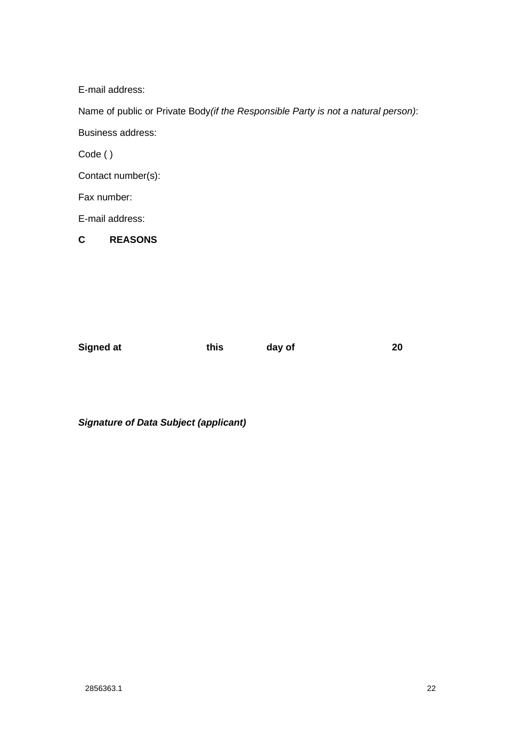E-mail address:

Name of public or Private Body*(if the Responsible Party is not a natural person)*:

Business address:

Code ( )

Contact number(s):

Fax number:

E-mail address:

## C REASONS

**Signed at this day of 20**

***Signature of Data Subject (applicant)***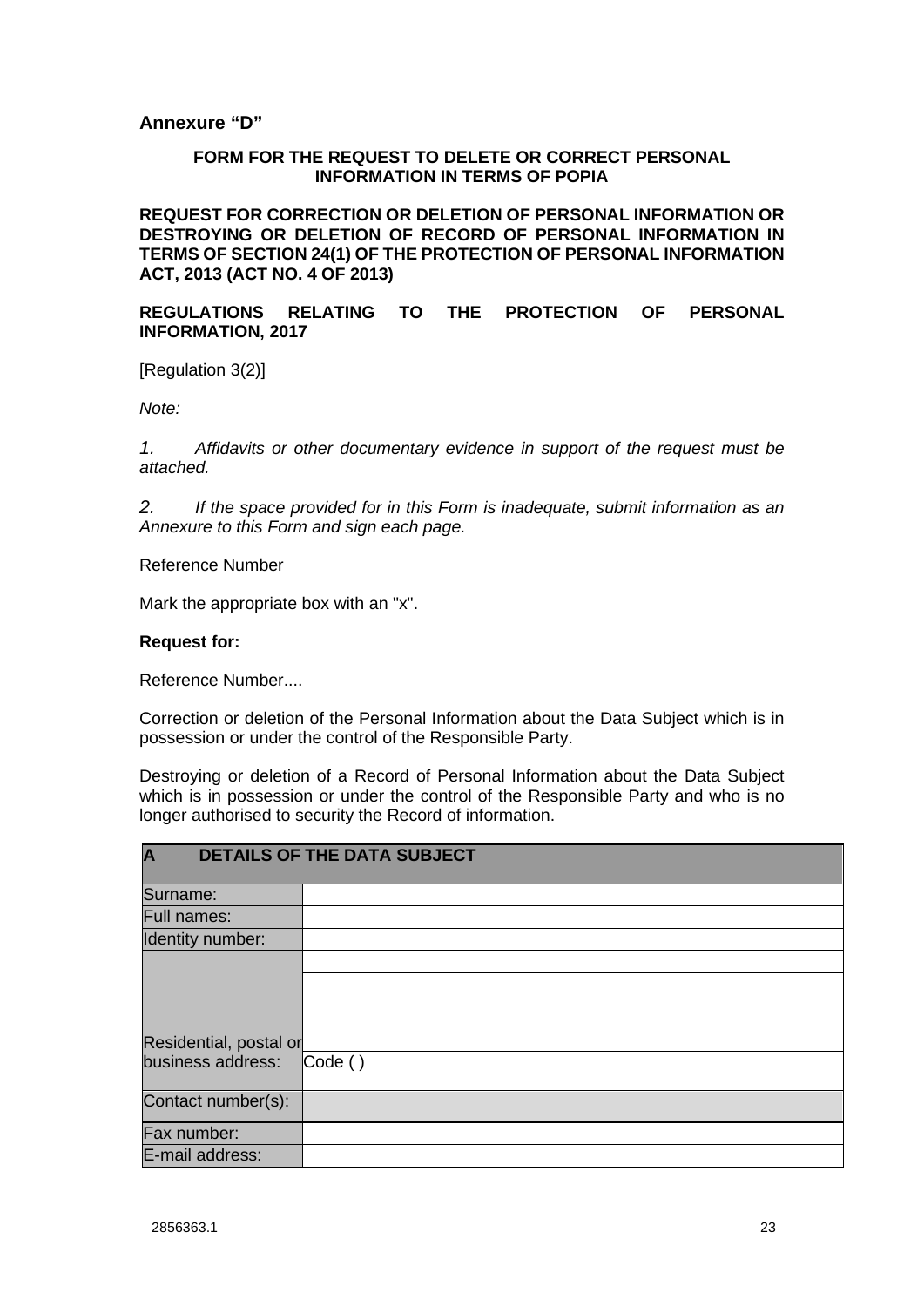## Annexure "D"

**FORM FOR THE REQUEST TO DELETE OR CORRECT PERSONAL INFORMATION IN TERMS OF POPIA**

**REQUEST FOR CORRECTION OR DELETION OF PERSONAL INFORMATION OR DESTROYING OR DELETION OF RECORD OF PERSONAL INFORMATION IN TERMS OF SECTION 24(1) OF THE PROTECTION OF PERSONAL INFORMATION ACT, 2013 (ACT NO. 4 OF 2013)**

**REGULATIONS RELATING TO THE PROTECTION OF PERSONAL INFORMATION, 2017**

[Regulation 3(2)]

*Note:*

*1. Affidavits or other documentary evidence in support of the request must be attached.*

*2. If the space provided for in this Form is inadequate, submit information as an Annexure to this Form and sign each page.*

Reference Number

Mark the appropriate box with an "x".

**Request for:**

Reference Number....

Correction or deletion of the Personal Information about the Data Subject which is in possession or under the control of the Responsible Party.

Destroying or deletion of a Record of Personal Information about the Data Subject which is in possession or under the control of the Responsible Party and who is no longer authorised to security the Record of information.

| **A DETAILS OF THE DATA SUBJECT** | |
|---|---|
| Surname: | |
| Full names: | |
| Identity number: | |
| Residential, postal or business address: | |
| | |
| | |
| | Code ( ) |
| Contact number(s): | |
| Fax number: | |
| E-mail address: | |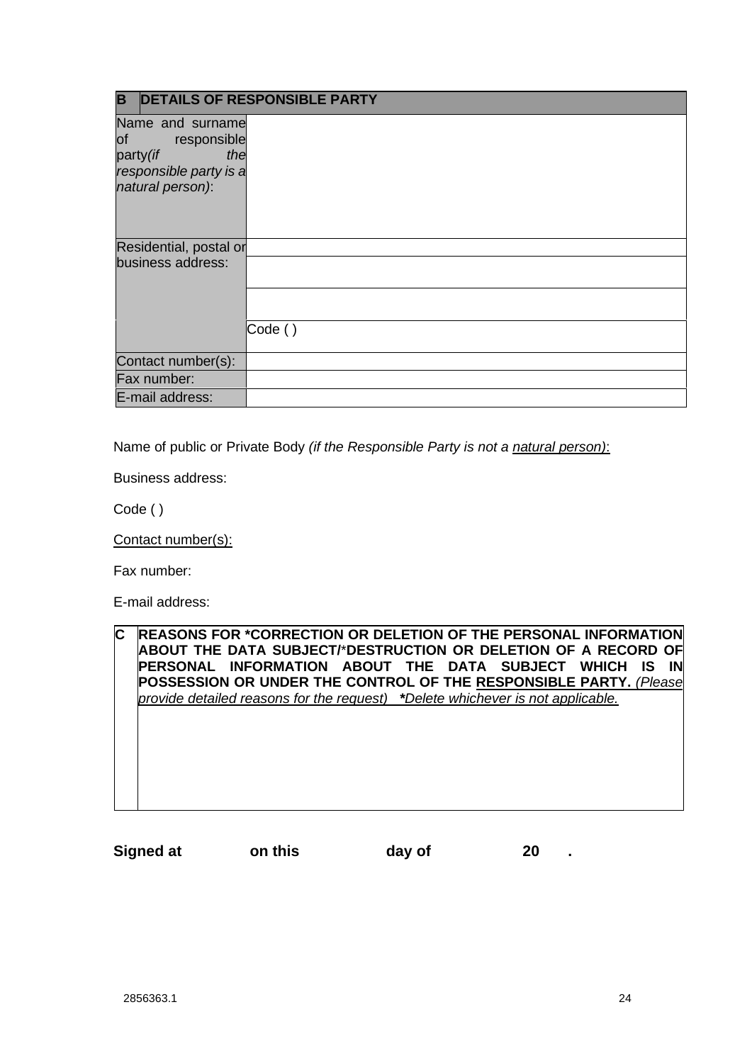| B | DETAILS OF RESPONSIBLE PARTY |
|---|---|
| Name and surname of responsible party *(if the responsible party is a natural person)*: | |
| Residential, postal or business address: | |
| | |
| | |
| | Code ( ) |
| Contact number(s): | |
| Fax number: | |
| E-mail address: | |

Name of public or Private Body *(if the Responsible Party is not a* *<u>natural person</u>)*:

Business address:

Code ( )

<u>Contact number(s):</u>

Fax number:

E-mail address:

| C | REASONS FOR *CORRECTION OR DELETION OF THE PERSONAL INFORMATION ABOUT THE DATA SUBJECT/*DESTRUCTION OR DELETION OF A RECORD OF PERSONAL INFORMATION ABOUT THE DATA SUBJECT WHICH IS IN POSSESSION OR UNDER THE CONTROL OF THE <u>RESPONSIBLE PARTY.</u> *<u>(Please provide detailed reasons for the request)</u>* ***<u>*Delete whichever is not applicable.</u>*** |
|---|---|
| | |

**Signed at on this day of 20 .**